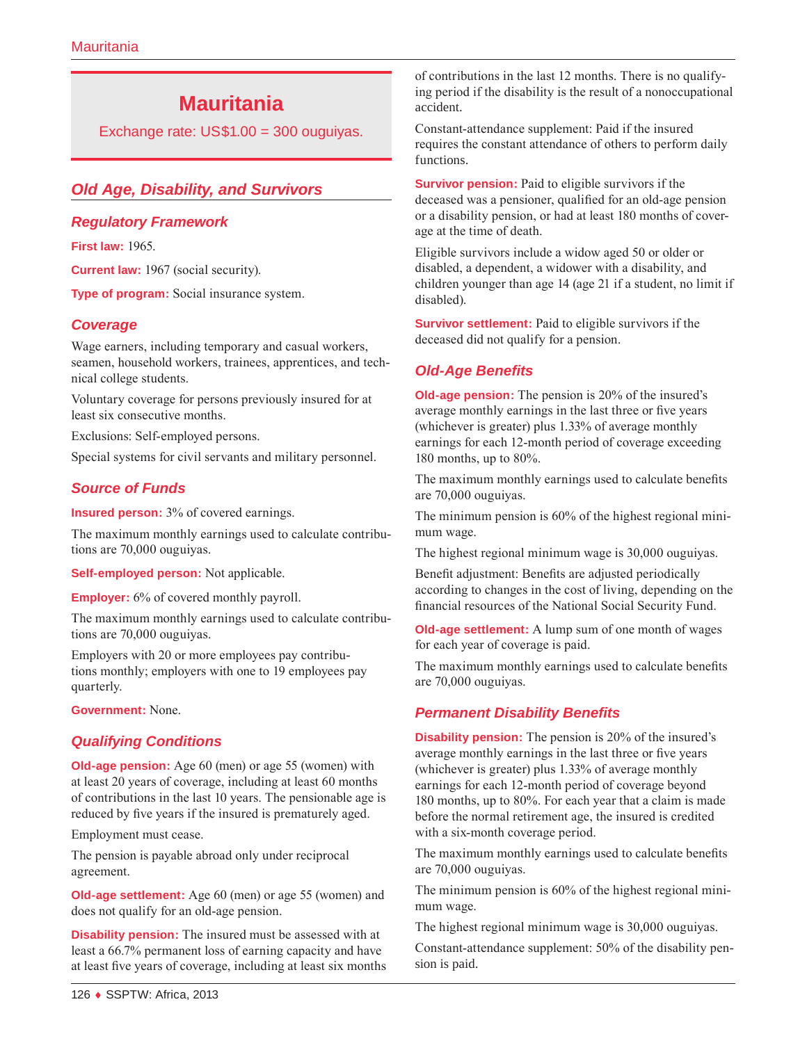# Mauritania

Exchange rate: US$1.00 = 300 ouguiyas.

## Old Age, Disability, and Survivors

### Regulatory Framework

**First law:** 1965.

**Current law:** 1967 (social security).

**Type of program:** Social insurance system.

### Coverage

Wage earners, including temporary and casual workers, seamen, household workers, trainees, apprentices, and technical college students.

Voluntary coverage for persons previously insured for at least six consecutive months.

Exclusions: Self-employed persons.

Special systems for civil servants and military personnel.

### Source of Funds

**Insured person:** 3% of covered earnings.

The maximum monthly earnings used to calculate contributions are 70,000 ouguiyas.

**Self-employed person:** Not applicable.

**Employer:** 6% of covered monthly payroll.

The maximum monthly earnings used to calculate contributions are 70,000 ouguiyas.

Employers with 20 or more employees pay contributions monthly; employers with one to 19 employees pay quarterly.

**Government:** None.

### Qualifying Conditions

**Old-age pension:** Age 60 (men) or age 55 (women) with at least 20 years of coverage, including at least 60 months of contributions in the last 10 years. The pensionable age is reduced by five years if the insured is prematurely aged.

Employment must cease.

The pension is payable abroad only under reciprocal agreement.

**Old-age settlement:** Age 60 (men) or age 55 (women) and does not qualify for an old-age pension.

**Disability pension:** The insured must be assessed with at least a 66.7% permanent loss of earning capacity and have at least five years of coverage, including at least six months of contributions in the last 12 months. There is no qualifying period if the disability is the result of a nonoccupational accident.

Constant-attendance supplement: Paid if the insured requires the constant attendance of others to perform daily functions.

**Survivor pension:** Paid to eligible survivors if the deceased was a pensioner, qualified for an old-age pension or a disability pension, or had at least 180 months of coverage at the time of death.

Eligible survivors include a widow aged 50 or older or disabled, a dependent, a widower with a disability, and children younger than age 14 (age 21 if a student, no limit if disabled).

**Survivor settlement:** Paid to eligible survivors if the deceased did not qualify for a pension.

### Old-Age Benefits

**Old-age pension:** The pension is 20% of the insured's average monthly earnings in the last three or five years (whichever is greater) plus 1.33% of average monthly earnings for each 12-month period of coverage exceeding 180 months, up to 80%.

The maximum monthly earnings used to calculate benefits are 70,000 ouguiyas.

The minimum pension is 60% of the highest regional minimum wage.

The highest regional minimum wage is 30,000 ouguiyas.

Benefit adjustment: Benefits are adjusted periodically according to changes in the cost of living, depending on the financial resources of the National Social Security Fund.

**Old-age settlement:** A lump sum of one month of wages for each year of coverage is paid.

The maximum monthly earnings used to calculate benefits are 70,000 ouguiyas.

### Permanent Disability Benefits

**Disability pension:** The pension is 20% of the insured's average monthly earnings in the last three or five years (whichever is greater) plus 1.33% of average monthly earnings for each 12-month period of coverage beyond 180 months, up to 80%. For each year that a claim is made before the normal retirement age, the insured is credited with a six-month coverage period.

The maximum monthly earnings used to calculate benefits are 70,000 ouguiyas.

The minimum pension is 60% of the highest regional minimum wage.

The highest regional minimum wage is 30,000 ouguiyas.

Constant-attendance supplement: 50% of the disability pension is paid.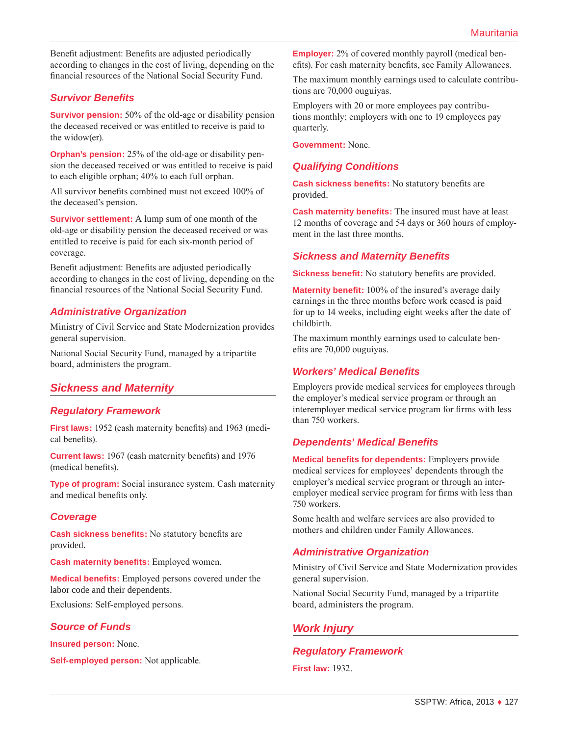Benefit adjustment: Benefits are adjusted periodically according to changes in the cost of living, depending on the financial resources of the National Social Security Fund.

### Survivor Benefits

**Survivor pension:** 50% of the old-age or disability pension the deceased received or was entitled to receive is paid to the widow(er).

**Orphan's pension:** 25% of the old-age or disability pension the deceased received or was entitled to receive is paid to each eligible orphan; 40% to each full orphan.

All survivor benefits combined must not exceed 100% of the deceased's pension.

**Survivor settlement:** A lump sum of one month of the old-age or disability pension the deceased received or was entitled to receive is paid for each six-month period of coverage.

Benefit adjustment: Benefits are adjusted periodically according to changes in the cost of living, depending on the financial resources of the National Social Security Fund.

### Administrative Organization

Ministry of Civil Service and State Modernization provides general supervision.

National Social Security Fund, managed by a tripartite board, administers the program.

## Sickness and Maternity

### Regulatory Framework

**First laws:** 1952 (cash maternity benefits) and 1963 (medical benefits).

**Current laws:** 1967 (cash maternity benefits) and 1976 (medical benefits).

**Type of program:** Social insurance system. Cash maternity and medical benefits only.

### Coverage

**Cash sickness benefits:** No statutory benefits are provided.

**Cash maternity benefits:** Employed women.

**Medical benefits:** Employed persons covered under the labor code and their dependents.

Exclusions: Self-employed persons.

### Source of Funds

**Insured person:** None.

**Self-employed person:** Not applicable.

**Employer:** 2% of covered monthly payroll (medical benefits). For cash maternity benefits, see Family Allowances.

The maximum monthly earnings used to calculate contributions are 70,000 ouguiyas.

Employers with 20 or more employees pay contributions monthly; employers with one to 19 employees pay quarterly.

**Government:** None.

### Qualifying Conditions

**Cash sickness benefits:** No statutory benefits are provided.

**Cash maternity benefits:** The insured must have at least 12 months of coverage and 54 days or 360 hours of employment in the last three months.

### Sickness and Maternity Benefits

**Sickness benefit:** No statutory benefits are provided.

**Maternity benefit:** 100% of the insured's average daily earnings in the three months before work ceased is paid for up to 14 weeks, including eight weeks after the date of childbirth.

The maximum monthly earnings used to calculate benefits are 70,000 ouguiyas.

### Workers' Medical Benefits

Employers provide medical services for employees through the employer's medical service program or through an interemployer medical service program for firms with less than 750 workers.

### Dependents' Medical Benefits

**Medical benefits for dependents:** Employers provide medical services for employees' dependents through the employer's medical service program or through an interemployer medical service program for firms with less than 750 workers.

Some health and welfare services are also provided to mothers and children under Family Allowances.

### Administrative Organization

Ministry of Civil Service and State Modernization provides general supervision.

National Social Security Fund, managed by a tripartite board, administers the program.

## Work Injury

### Regulatory Framework

**First law:** 1932.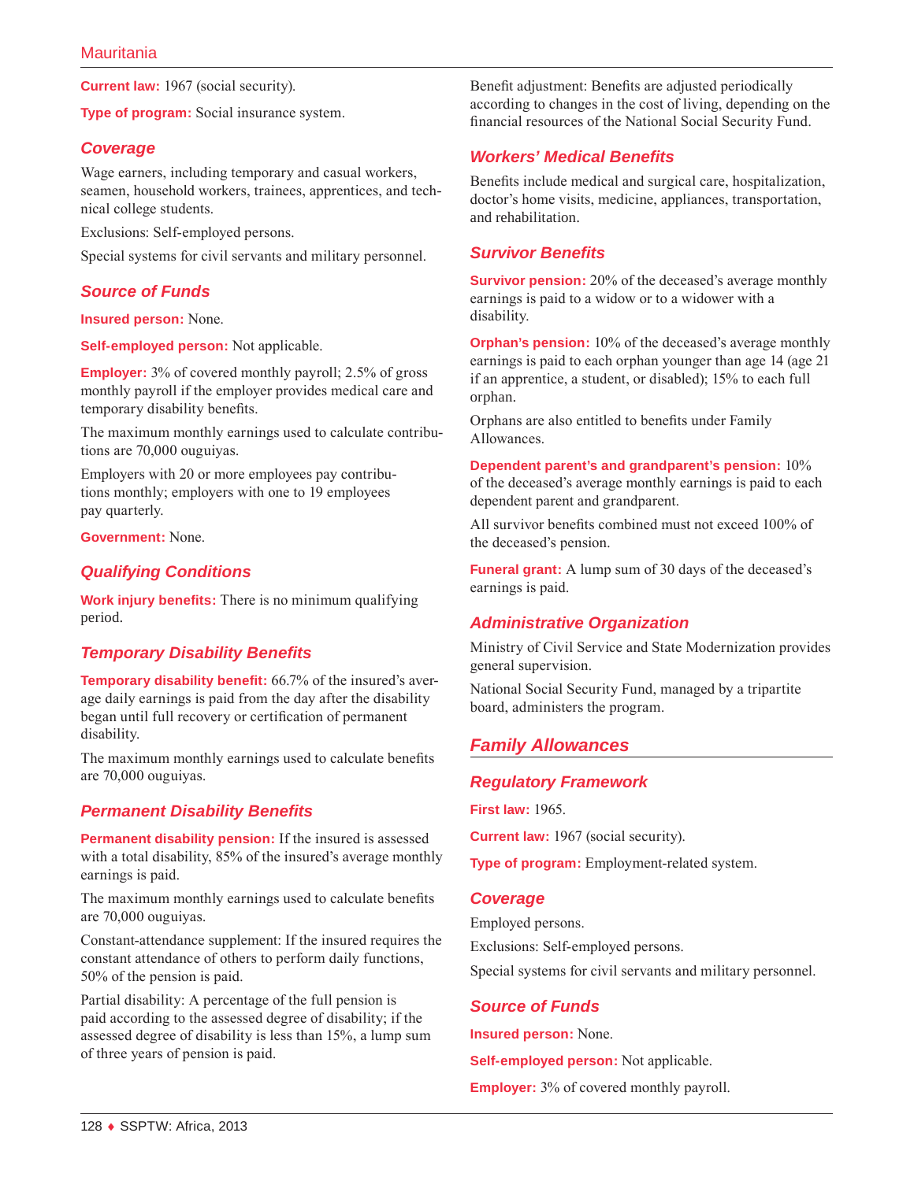**Current law:** 1967 (social security).

**Type of program:** Social insurance system.

### Coverage

Wage earners, including temporary and casual workers, seamen, household workers, trainees, apprentices, and technical college students.

Exclusions: Self-employed persons.

Special systems for civil servants and military personnel.

### Source of Funds

**Insured person:** None.

**Self-employed person:** Not applicable.

**Employer:** 3% of covered monthly payroll; 2.5% of gross monthly payroll if the employer provides medical care and temporary disability benefits.

The maximum monthly earnings used to calculate contributions are 70,000 ouguiyas.

Employers with 20 or more employees pay contributions monthly; employers with one to 19 employees pay quarterly.

**Government:** None.

### Qualifying Conditions

**Work injury benefits:** There is no minimum qualifying period.

### Temporary Disability Benefits

**Temporary disability benefit:** 66.7% of the insured's average daily earnings is paid from the day after the disability began until full recovery or certification of permanent disability.

The maximum monthly earnings used to calculate benefits are 70,000 ouguiyas.

### Permanent Disability Benefits

**Permanent disability pension:** If the insured is assessed with a total disability, 85% of the insured's average monthly earnings is paid.

The maximum monthly earnings used to calculate benefits are 70,000 ouguiyas.

Constant-attendance supplement: If the insured requires the constant attendance of others to perform daily functions, 50% of the pension is paid.

Partial disability: A percentage of the full pension is paid according to the assessed degree of disability; if the assessed degree of disability is less than 15%, a lump sum of three years of pension is paid.

Benefit adjustment: Benefits are adjusted periodically according to changes in the cost of living, depending on the financial resources of the National Social Security Fund.

### Workers' Medical Benefits

Benefits include medical and surgical care, hospitalization, doctor's home visits, medicine, appliances, transportation, and rehabilitation.

### Survivor Benefits

**Survivor pension:** 20% of the deceased's average monthly earnings is paid to a widow or to a widower with a disability.

**Orphan's pension:** 10% of the deceased's average monthly earnings is paid to each orphan younger than age 14 (age 21 if an apprentice, a student, or disabled); 15% to each full orphan.

Orphans are also entitled to benefits under Family Allowances.

**Dependent parent's and grandparent's pension:** 10% of the deceased's average monthly earnings is paid to each dependent parent and grandparent.

All survivor benefits combined must not exceed 100% of the deceased's pension.

**Funeral grant:** A lump sum of 30 days of the deceased's earnings is paid.

### Administrative Organization

Ministry of Civil Service and State Modernization provides general supervision.

National Social Security Fund, managed by a tripartite board, administers the program.

## Family Allowances

### Regulatory Framework

**First law:** 1965.

**Current law:** 1967 (social security).

**Type of program:** Employment-related system.

### Coverage

Employed persons.

Exclusions: Self-employed persons.

Special systems for civil servants and military personnel.

### Source of Funds

**Insured person:** None.

**Self-employed person:** Not applicable.

**Employer:** 3% of covered monthly payroll.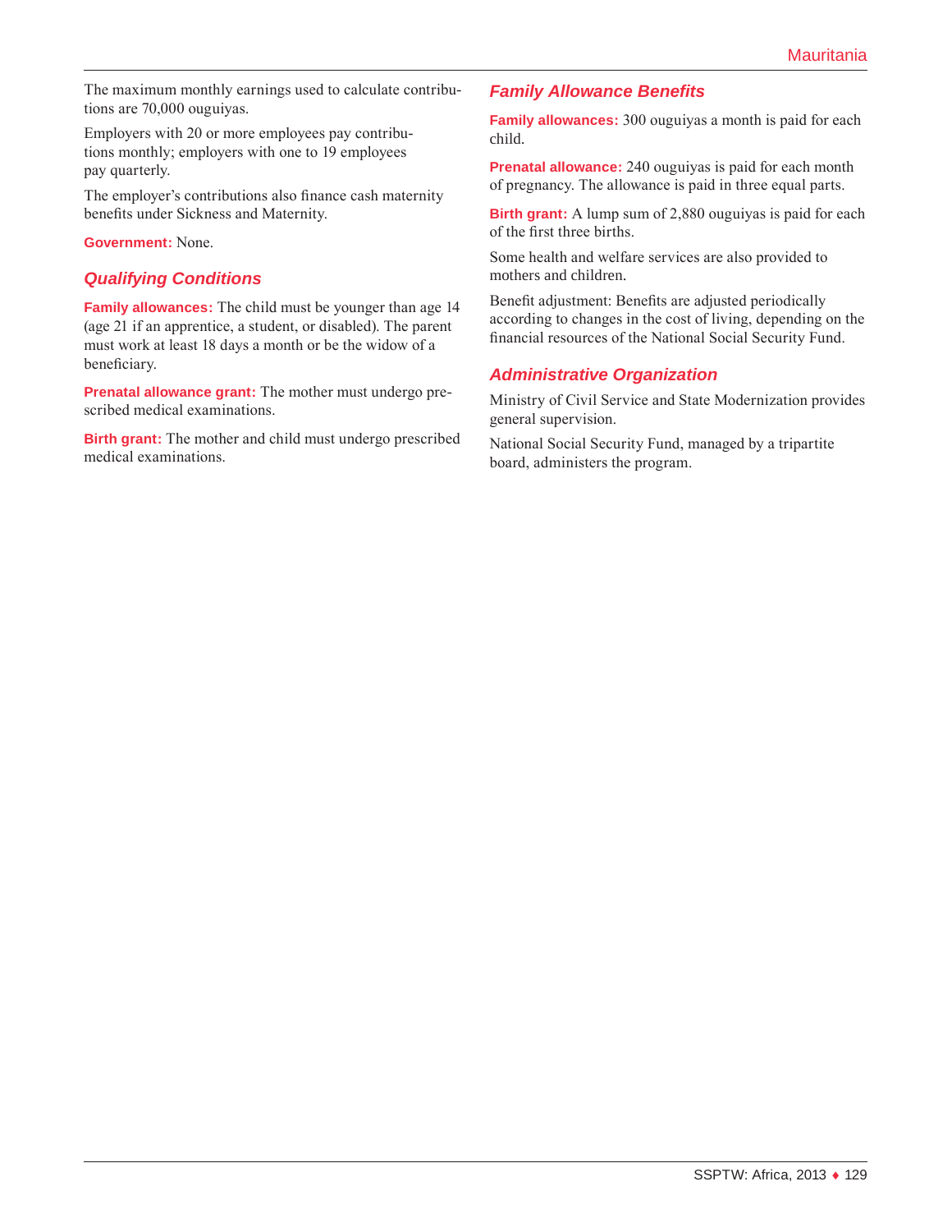The maximum monthly earnings used to calculate contributions are 70,000 ouguiyas.

Employers with 20 or more employees pay contributions monthly; employers with one to 19 employees pay quarterly.

The employer's contributions also finance cash maternity benefits under Sickness and Maternity.

**Government:** None.

## Qualifying Conditions

**Family allowances:** The child must be younger than age 14 (age 21 if an apprentice, a student, or disabled). The parent must work at least 18 days a month or be the widow of a beneficiary.

**Prenatal allowance grant:** The mother must undergo prescribed medical examinations.

**Birth grant:** The mother and child must undergo prescribed medical examinations.

## Family Allowance Benefits

**Family allowances:** 300 ouguiyas a month is paid for each child.

**Prenatal allowance:** 240 ouguiyas is paid for each month of pregnancy. The allowance is paid in three equal parts.

**Birth grant:** A lump sum of 2,880 ouguiyas is paid for each of the first three births.

Some health and welfare services are also provided to mothers and children.

Benefit adjustment: Benefits are adjusted periodically according to changes in the cost of living, depending on the financial resources of the National Social Security Fund.

## Administrative Organization

Ministry of Civil Service and State Modernization provides general supervision.

National Social Security Fund, managed by a tripartite board, administers the program.